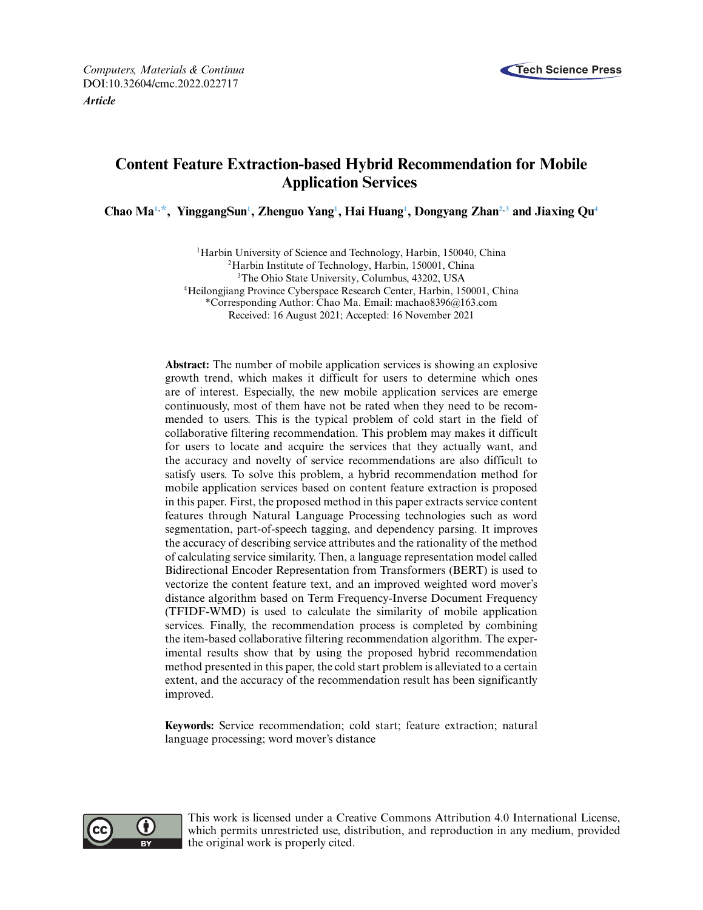*Computers, Materials & Continua*
DOI:10.32604/cmc.2022.022717
***Article***

# Content Feature Extraction-based Hybrid Recommendation for Mobile Application Services

**Chao Ma[1,*], YinggangSun[1], Zhenguo Yang[1], Hai Huang[1], Dongyang Zhan[2,3] and Jiaxing Qu[4]**

[1]Harbin University of Science and Technology, Harbin, 150040, China
[2]Harbin Institute of Technology, Harbin, 150001, China
[3]The Ohio State University, Columbus, 43202, USA
[4]Heilongjiang Province Cyberspace Research Center, Harbin, 150001, China
*Corresponding Author: Chao Ma. Email: machao8396@163.com
Received: 16 August 2021; Accepted: 16 November 2021

**Abstract:** The number of mobile application services is showing an explosive growth trend, which makes it difficult for users to determine which ones are of interest. Especially, the new mobile application services are emerge continuously, most of them have not be rated when they need to be recommended to users. This is the typical problem of cold start in the field of collaborative filtering recommendation. This problem may makes it difficult for users to locate and acquire the services that they actually want, and the accuracy and novelty of service recommendations are also difficult to satisfy users. To solve this problem, a hybrid recommendation method for mobile application services based on content feature extraction is proposed in this paper. First, the proposed method in this paper extracts service content features through Natural Language Processing technologies such as word segmentation, part-of-speech tagging, and dependency parsing. It improves the accuracy of describing service attributes and the rationality of the method of calculating service similarity. Then, a language representation model called Bidirectional Encoder Representation from Transformers (BERT) is used to vectorize the content feature text, and an improved weighted word mover's distance algorithm based on Term Frequency-Inverse Document Frequency (TFIDF-WMD) is used to calculate the similarity of mobile application services. Finally, the recommendation process is completed by combining the item-based collaborative filtering recommendation algorithm. The experimental results show that by using the proposed hybrid recommendation method presented in this paper, the cold start problem is alleviated to a certain extent, and the accuracy of the recommendation result has been significantly improved.

**Keywords:** Service recommendation; cold start; feature extraction; natural language processing; word mover's distance

This work is licensed under a Creative Commons Attribution 4.0 International License, which permits unrestricted use, distribution, and reproduction in any medium, provided the original work is properly cited.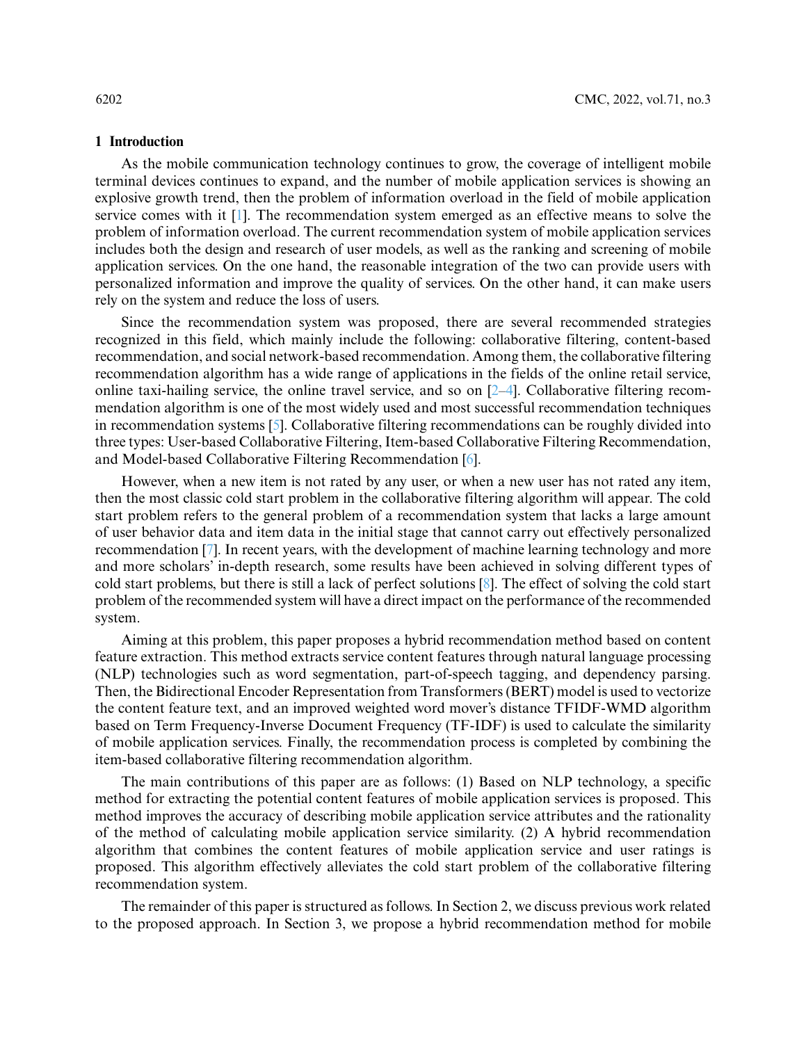## 1 Introduction

As the mobile communication technology continues to grow, the coverage of intelligent mobile terminal devices continues to expand, and the number of mobile application services is showing an explosive growth trend, then the problem of information overload in the field of mobile application service comes with it [1]. The recommendation system emerged as an effective means to solve the problem of information overload. The current recommendation system of mobile application services includes both the design and research of user models, as well as the ranking and screening of mobile application services. On the one hand, the reasonable integration of the two can provide users with personalized information and improve the quality of services. On the other hand, it can make users rely on the system and reduce the loss of users.

Since the recommendation system was proposed, there are several recommended strategies recognized in this field, which mainly include the following: collaborative filtering, content-based recommendation, and social network-based recommendation. Among them, the collaborative filtering recommendation algorithm has a wide range of applications in the fields of the online retail service, online taxi-hailing service, the online travel service, and so on [2–4]. Collaborative filtering recommendation algorithm is one of the most widely used and most successful recommendation techniques in recommendation systems [5]. Collaborative filtering recommendations can be roughly divided into three types: User-based Collaborative Filtering, Item-based Collaborative Filtering Recommendation, and Model-based Collaborative Filtering Recommendation [6].

However, when a new item is not rated by any user, or when a new user has not rated any item, then the most classic cold start problem in the collaborative filtering algorithm will appear. The cold start problem refers to the general problem of a recommendation system that lacks a large amount of user behavior data and item data in the initial stage that cannot carry out effectively personalized recommendation [7]. In recent years, with the development of machine learning technology and more and more scholars' in-depth research, some results have been achieved in solving different types of cold start problems, but there is still a lack of perfect solutions [8]. The effect of solving the cold start problem of the recommended system will have a direct impact on the performance of the recommended system.

Aiming at this problem, this paper proposes a hybrid recommendation method based on content feature extraction. This method extracts service content features through natural language processing (NLP) technologies such as word segmentation, part-of-speech tagging, and dependency parsing. Then, the Bidirectional Encoder Representation from Transformers (BERT) model is used to vectorize the content feature text, and an improved weighted word mover's distance TFIDF-WMD algorithm based on Term Frequency-Inverse Document Frequency (TF-IDF) is used to calculate the similarity of mobile application services. Finally, the recommendation process is completed by combining the item-based collaborative filtering recommendation algorithm.

The main contributions of this paper are as follows: (1) Based on NLP technology, a specific method for extracting the potential content features of mobile application services is proposed. This method improves the accuracy of describing mobile application service attributes and the rationality of the method of calculating mobile application service similarity. (2) A hybrid recommendation algorithm that combines the content features of mobile application service and user ratings is proposed. This algorithm effectively alleviates the cold start problem of the collaborative filtering recommendation system.

The remainder of this paper is structured as follows. In Section 2, we discuss previous work related to the proposed approach. In Section 3, we propose a hybrid recommendation method for mobile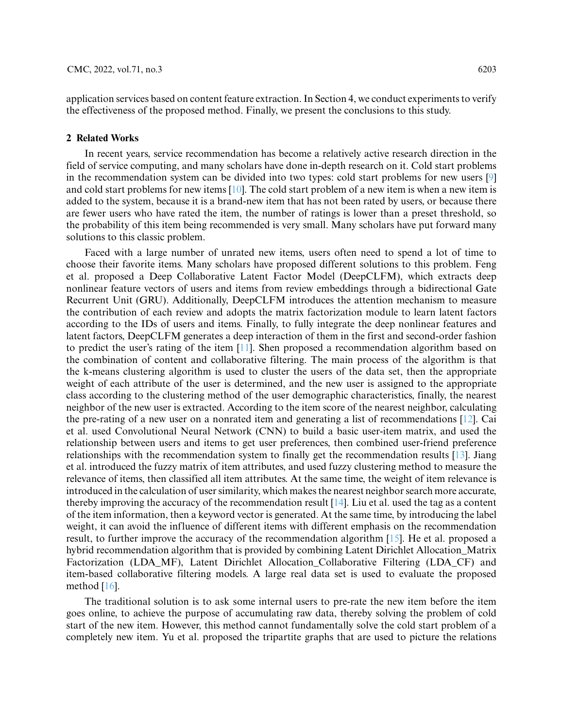application services based on content feature extraction. In Section 4, we conduct experiments to verify the effectiveness of the proposed method. Finally, we present the conclusions to this study.

## 2 Related Works

In recent years, service recommendation has become a relatively active research direction in the field of service computing, and many scholars have done in-depth research on it. Cold start problems in the recommendation system can be divided into two types: cold start problems for new users [9] and cold start problems for new items [10]. The cold start problem of a new item is when a new item is added to the system, because it is a brand-new item that has not been rated by users, or because there are fewer users who have rated the item, the number of ratings is lower than a preset threshold, so the probability of this item being recommended is very small. Many scholars have put forward many solutions to this classic problem.

Faced with a large number of unrated new items, users often need to spend a lot of time to choose their favorite items. Many scholars have proposed different solutions to this problem. Feng et al. proposed a Deep Collaborative Latent Factor Model (DeepCLFM), which extracts deep nonlinear feature vectors of users and items from review embeddings through a bidirectional Gate Recurrent Unit (GRU). Additionally, DeepCLFM introduces the attention mechanism to measure the contribution of each review and adopts the matrix factorization module to learn latent factors according to the IDs of users and items. Finally, to fully integrate the deep nonlinear features and latent factors, DeepCLFM generates a deep interaction of them in the first and second-order fashion to predict the user's rating of the item [11]. Shen proposed a recommendation algorithm based on the combination of content and collaborative filtering. The main process of the algorithm is that the k-means clustering algorithm is used to cluster the users of the data set, then the appropriate weight of each attribute of the user is determined, and the new user is assigned to the appropriate class according to the clustering method of the user demographic characteristics, finally, the nearest neighbor of the new user is extracted. According to the item score of the nearest neighbor, calculating the pre-rating of a new user on a nonrated item and generating a list of recommendations [12]. Cai et al. used Convolutional Neural Network (CNN) to build a basic user-item matrix, and used the relationship between users and items to get user preferences, then combined user-friend preference relationships with the recommendation system to finally get the recommendation results [13]. Jiang et al. introduced the fuzzy matrix of item attributes, and used fuzzy clustering method to measure the relevance of items, then classified all item attributes. At the same time, the weight of item relevance is introduced in the calculation of user similarity, which makes the nearest neighbor search more accurate, thereby improving the accuracy of the recommendation result [14]. Liu et al. used the tag as a content of the item information, then a keyword vector is generated. At the same time, by introducing the label weight, it can avoid the influence of different items with different emphasis on the recommendation result, to further improve the accuracy of the recommendation algorithm [15]. He et al. proposed a hybrid recommendation algorithm that is provided by combining Latent Dirichlet Allocation_Matrix Factorization (LDA_MF), Latent Dirichlet Allocation_Collaborative Filtering (LDA_CF) and item-based collaborative filtering models. A large real data set is used to evaluate the proposed method [16].

The traditional solution is to ask some internal users to pre-rate the new item before the item goes online, to achieve the purpose of accumulating raw data, thereby solving the problem of cold start of the new item. However, this method cannot fundamentally solve the cold start problem of a completely new item. Yu et al. proposed the tripartite graphs that are used to picture the relations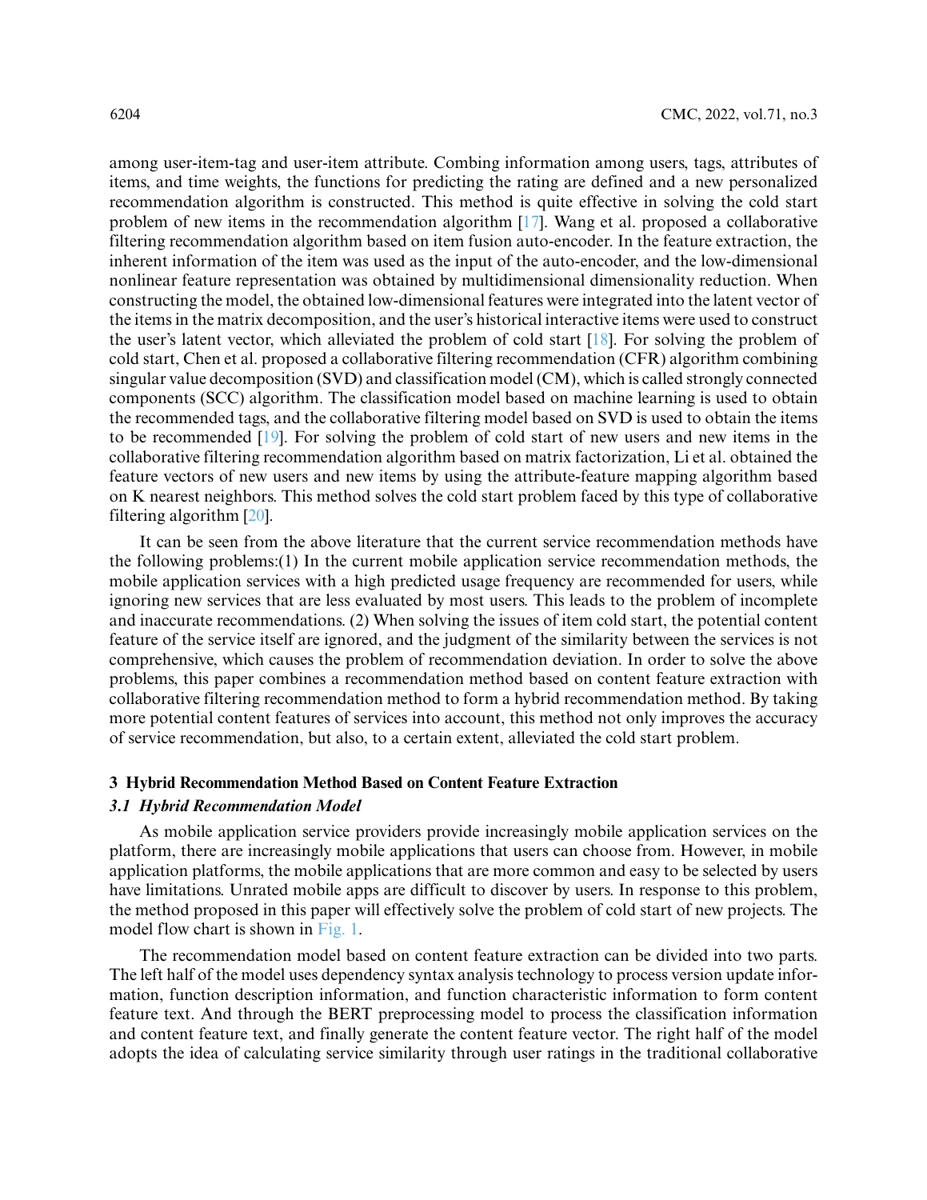among user-item-tag and user-item attribute. Combing information among users, tags, attributes of items, and time weights, the functions for predicting the rating are defined and a new personalized recommendation algorithm is constructed. This method is quite effective in solving the cold start problem of new items in the recommendation algorithm [17]. Wang et al. proposed a collaborative filtering recommendation algorithm based on item fusion auto-encoder. In the feature extraction, the inherent information of the item was used as the input of the auto-encoder, and the low-dimensional nonlinear feature representation was obtained by multidimensional dimensionality reduction. When constructing the model, the obtained low-dimensional features were integrated into the latent vector of the items in the matrix decomposition, and the user's historical interactive items were used to construct the user's latent vector, which alleviated the problem of cold start [18]. For solving the problem of cold start, Chen et al. proposed a collaborative filtering recommendation (CFR) algorithm combining singular value decomposition (SVD) and classification model (CM), which is called strongly connected components (SCC) algorithm. The classification model based on machine learning is used to obtain the recommended tags, and the collaborative filtering model based on SVD is used to obtain the items to be recommended [19]. For solving the problem of cold start of new users and new items in the collaborative filtering recommendation algorithm based on matrix factorization, Li et al. obtained the feature vectors of new users and new items by using the attribute-feature mapping algorithm based on K nearest neighbors. This method solves the cold start problem faced by this type of collaborative filtering algorithm [20].

It can be seen from the above literature that the current service recommendation methods have the following problems:(1) In the current mobile application service recommendation methods, the mobile application services with a high predicted usage frequency are recommended for users, while ignoring new services that are less evaluated by most users. This leads to the problem of incomplete and inaccurate recommendations. (2) When solving the issues of item cold start, the potential content feature of the service itself are ignored, and the judgment of the similarity between the services is not comprehensive, which causes the problem of recommendation deviation. In order to solve the above problems, this paper combines a recommendation method based on content feature extraction with collaborative filtering recommendation method to form a hybrid recommendation method. By taking more potential content features of services into account, this method not only improves the accuracy of service recommendation, but also, to a certain extent, alleviated the cold start problem.

## 3 Hybrid Recommendation Method Based on Content Feature Extraction

### *3.1 Hybrid Recommendation Model*

As mobile application service providers provide increasingly mobile application services on the platform, there are increasingly mobile applications that users can choose from. However, in mobile application platforms, the mobile applications that are more common and easy to be selected by users have limitations. Unrated mobile apps are difficult to discover by users. In response to this problem, the method proposed in this paper will effectively solve the problem of cold start of new projects. The model flow chart is shown in Fig. 1.

The recommendation model based on content feature extraction can be divided into two parts. The left half of the model uses dependency syntax analysis technology to process version update information, function description information, and function characteristic information to form content feature text. And through the BERT preprocessing model to process the classification information and content feature text, and finally generate the content feature vector. The right half of the model adopts the idea of calculating service similarity through user ratings in the traditional collaborative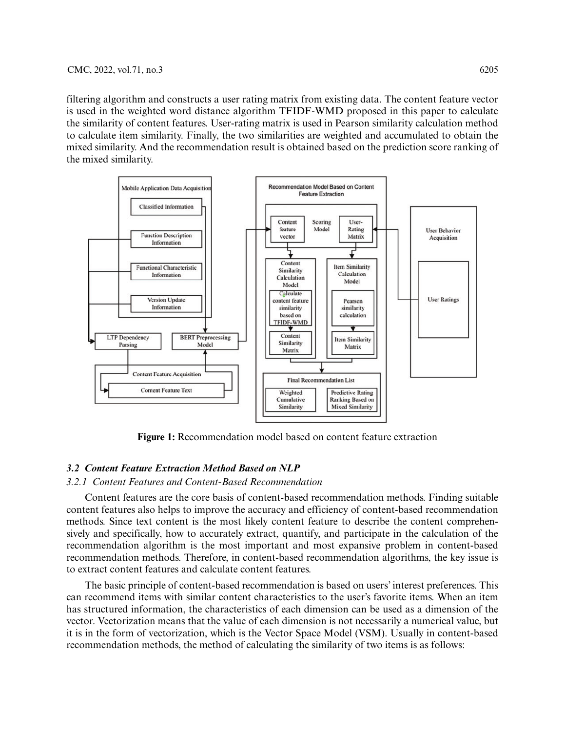filtering algorithm and constructs a user rating matrix from existing data. The content feature vector is used in the weighted word distance algorithm TFIDF-WMD proposed in this paper to calculate the similarity of content features. User-rating matrix is used in Pearson similarity calculation method to calculate item similarity. Finally, the two similarities are weighted and accumulated to obtain the mixed similarity. And the recommendation result is obtained based on the prediction score ranking of the mixed similarity.

**Figure 1:** Recommendation model based on content feature extraction

### *3.2 Content Feature Extraction Method Based on NLP*

#### *3.2.1 Content Features and Content-Based Recommendation*

Content features are the core basis of content-based recommendation methods. Finding suitable content features also helps to improve the accuracy and efficiency of content-based recommendation methods. Since text content is the most likely content feature to describe the content comprehensively and specifically, how to accurately extract, quantify, and participate in the calculation of the recommendation algorithm is the most important and most expansive problem in content-based recommendation methods. Therefore, in content-based recommendation algorithms, the key issue is to extract content features and calculate content features.

The basic principle of content-based recommendation is based on users' interest preferences. This can recommend items with similar content characteristics to the user's favorite items. When an item has structured information, the characteristics of each dimension can be used as a dimension of the vector. Vectorization means that the value of each dimension is not necessarily a numerical value, but it is in the form of vectorization, which is the Vector Space Model (VSM). Usually in content-based recommendation methods, the method of calculating the similarity of two items is as follows: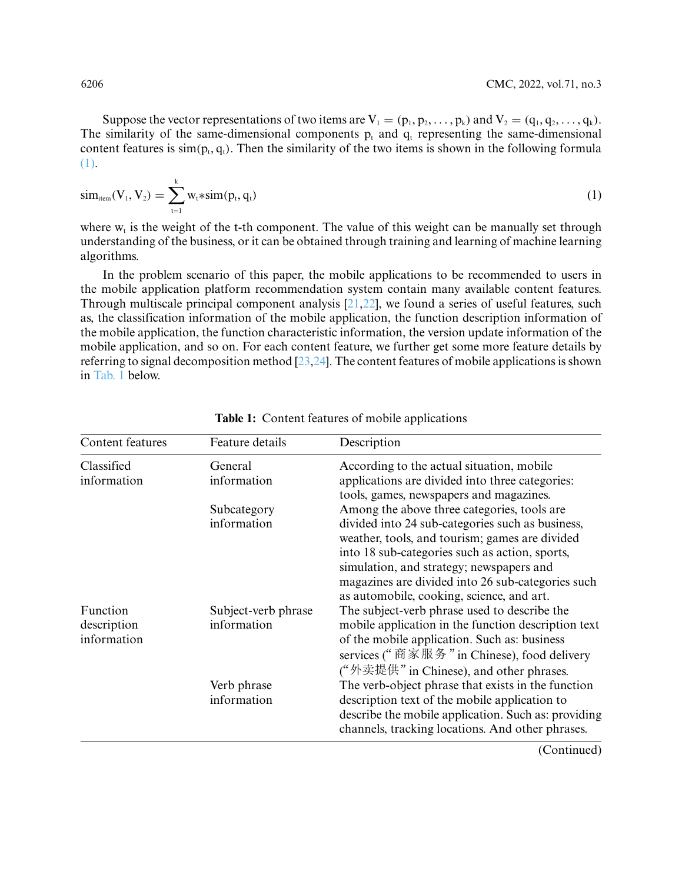Suppose the vector representations of two items are $V_1 = (p_1, p_2, \ldots, p_k)$ and $V_2 = (q_1, q_2, \ldots, q_k)$. The similarity of the same-dimensional components $p_t$ and $q_t$ representing the same-dimensional content features is $sim(p_t, q_t)$. Then the similarity of the two items is shown in the following formula (1).

$$sim_{item}(V_1, V_2) = \sum_{t=1}^{k} w_t * sim(p_t, q_t) \tag{1}$$

where $w_t$ is the weight of the t-th component. The value of this weight can be manually set through understanding of the business, or it can be obtained through training and learning of machine learning algorithms.

In the problem scenario of this paper, the mobile applications to be recommended to users in the mobile application platform recommendation system contain many available content features. Through multiscale principal component analysis [21,22], we found a series of useful features, such as, the classification information of the mobile application, the function description information of the mobile application, the function characteristic information, the version update information of the mobile application, and so on. For each content feature, we further get some more feature details by referring to signal decomposition method [23,24]. The content features of mobile applications is shown in Tab. 1 below.

**Table 1:** Content features of mobile applications

| Content features | Feature details | Description |
|---|---|---|
| Classified information | General information | According to the actual situation, mobile applications are divided into three categories: tools, games, newspapers and magazines. |
| | Subcategory information | Among the above three categories, tools are divided into 24 sub-categories such as business, weather, tools, and tourism; games are divided into 18 sub-categories such as action, sports, simulation, and strategy; newspapers and magazines are divided into 26 sub-categories such as automobile, cooking, science, and art. |
| Function description information | Subject-verb phrase information | The subject-verb phrase used to describe the mobile application in the function description text of the mobile application. Such as: business services ("商家服务" in Chinese), food delivery ("外卖提供" in Chinese), and other phrases. |
| | Verb phrase information | The verb-object phrase that exists in the function description text of the mobile application to describe the mobile application. Such as: providing channels, tracking locations. And other phrases. |

(Continued)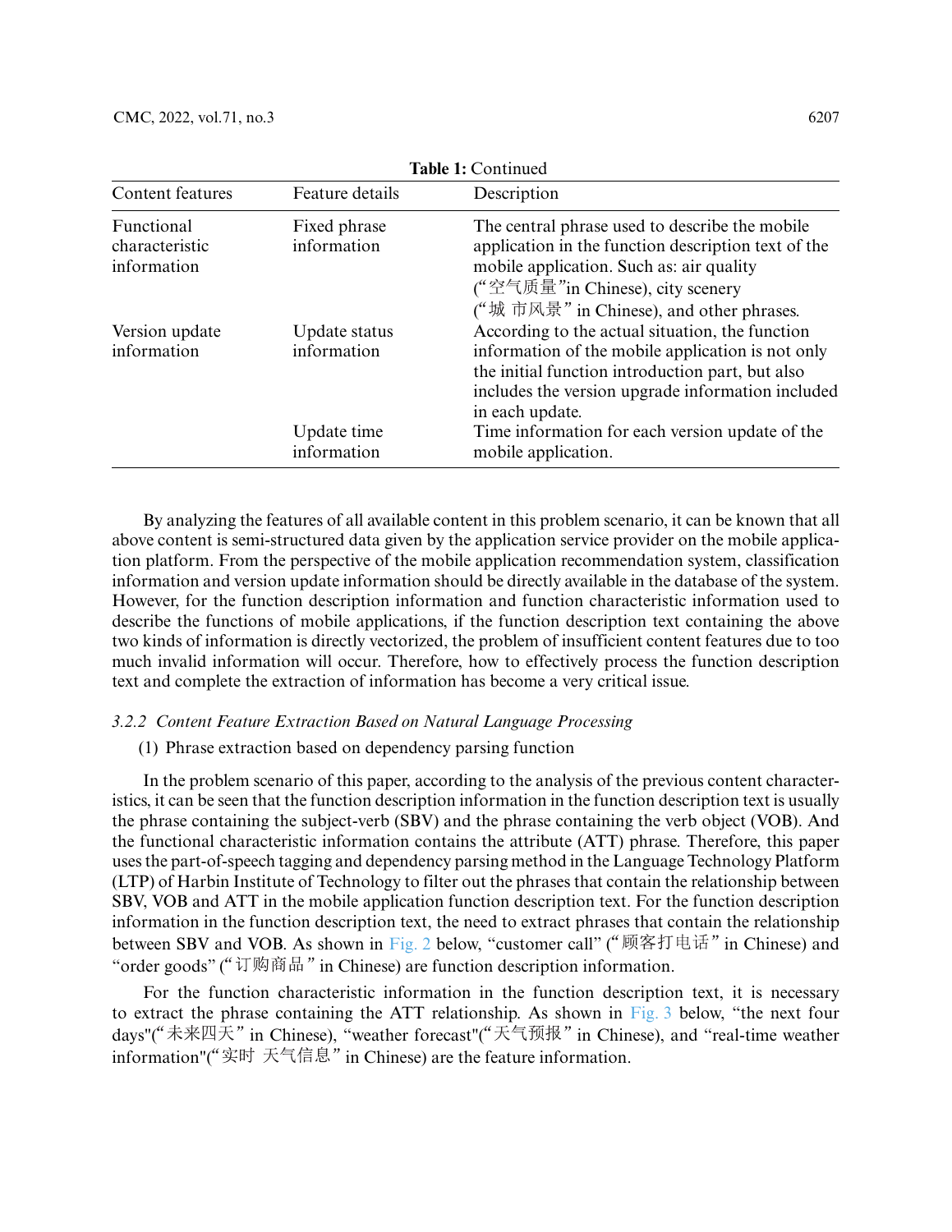**Table 1:** Continued

| Content features | Feature details | Description |
|---|---|---|
| Functional characteristic information | Fixed phrase information | The central phrase used to describe the mobile application in the function description text of the mobile application. Such as: air quality ("空气质量"in Chinese), city scenery ("城 市风景" in Chinese), and other phrases. |
| Version update information | Update status information | According to the actual situation, the function information of the mobile application is not only the initial function introduction part, but also includes the version upgrade information included in each update. |
| | Update time information | Time information for each version update of the mobile application. |

By analyzing the features of all available content in this problem scenario, it can be known that all above content is semi-structured data given by the application service provider on the mobile application platform. From the perspective of the mobile application recommendation system, classification information and version update information should be directly available in the database of the system. However, for the function description information and function characteristic information used to describe the functions of mobile applications, if the function description text containing the above two kinds of information is directly vectorized, the problem of insufficient content features due to too much invalid information will occur. Therefore, how to effectively process the function description text and complete the extraction of information has become a very critical issue.

### *3.2.2 Content Feature Extraction Based on Natural Language Processing*

(1) Phrase extraction based on dependency parsing function

In the problem scenario of this paper, according to the analysis of the previous content characteristics, it can be seen that the function description information in the function description text is usually the phrase containing the subject-verb (SBV) and the phrase containing the verb object (VOB). And the functional characteristic information contains the attribute (ATT) phrase. Therefore, this paper uses the part-of-speech tagging and dependency parsing method in the Language Technology Platform (LTP) of Harbin Institute of Technology to filter out the phrases that contain the relationship between SBV, VOB and ATT in the mobile application function description text. For the function description information in the function description text, the need to extract phrases that contain the relationship between SBV and VOB. As shown in Fig. 2 below, "customer call" ("顾客打电话" in Chinese) and "order goods" ("订购商品" in Chinese) are function description information.

For the function characteristic information in the function description text, it is necessary to extract the phrase containing the ATT relationship. As shown in Fig. 3 below, "the next four days"("未来四天" in Chinese), "weather forecast"("天气预报" in Chinese), and "real-time weather information"("实时 天气信息" in Chinese) are the feature information.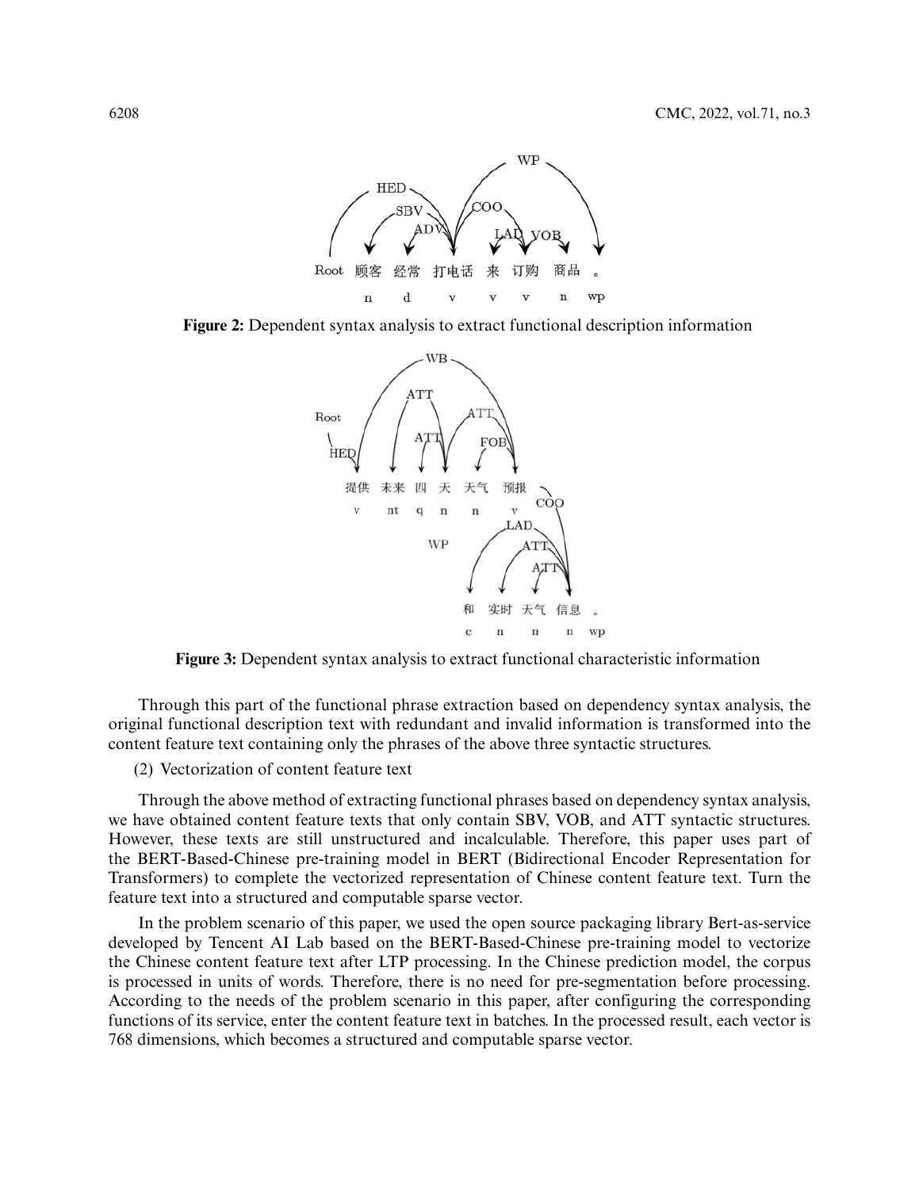**Figure 2:** Dependent syntax analysis to extract functional description information

**Figure 3:** Dependent syntax analysis to extract functional characteristic information

Through this part of the functional phrase extraction based on dependency syntax analysis, the original functional description text with redundant and invalid information is transformed into the content feature text containing only the phrases of the above three syntactic structures.

(2) Vectorization of content feature text

Through the above method of extracting functional phrases based on dependency syntax analysis, we have obtained content feature texts that only contain SBV, VOB, and ATT syntactic structures. However, these texts are still unstructured and incalculable. Therefore, this paper uses part of the BERT-Based-Chinese pre-training model in BERT (Bidirectional Encoder Representation for Transformers) to complete the vectorized representation of Chinese content feature text. Turn the feature text into a structured and computable sparse vector.

In the problem scenario of this paper, we used the open source packaging library Bert-as-service developed by Tencent AI Lab based on the BERT-Based-Chinese pre-training model to vectorize the Chinese content feature text after LTP processing. In the Chinese prediction model, the corpus is processed in units of words. Therefore, there is no need for pre-segmentation before processing. According to the needs of the problem scenario in this paper, after configuring the corresponding functions of its service, enter the content feature text in batches. In the processed result, each vector is 768 dimensions, which becomes a structured and computable sparse vector.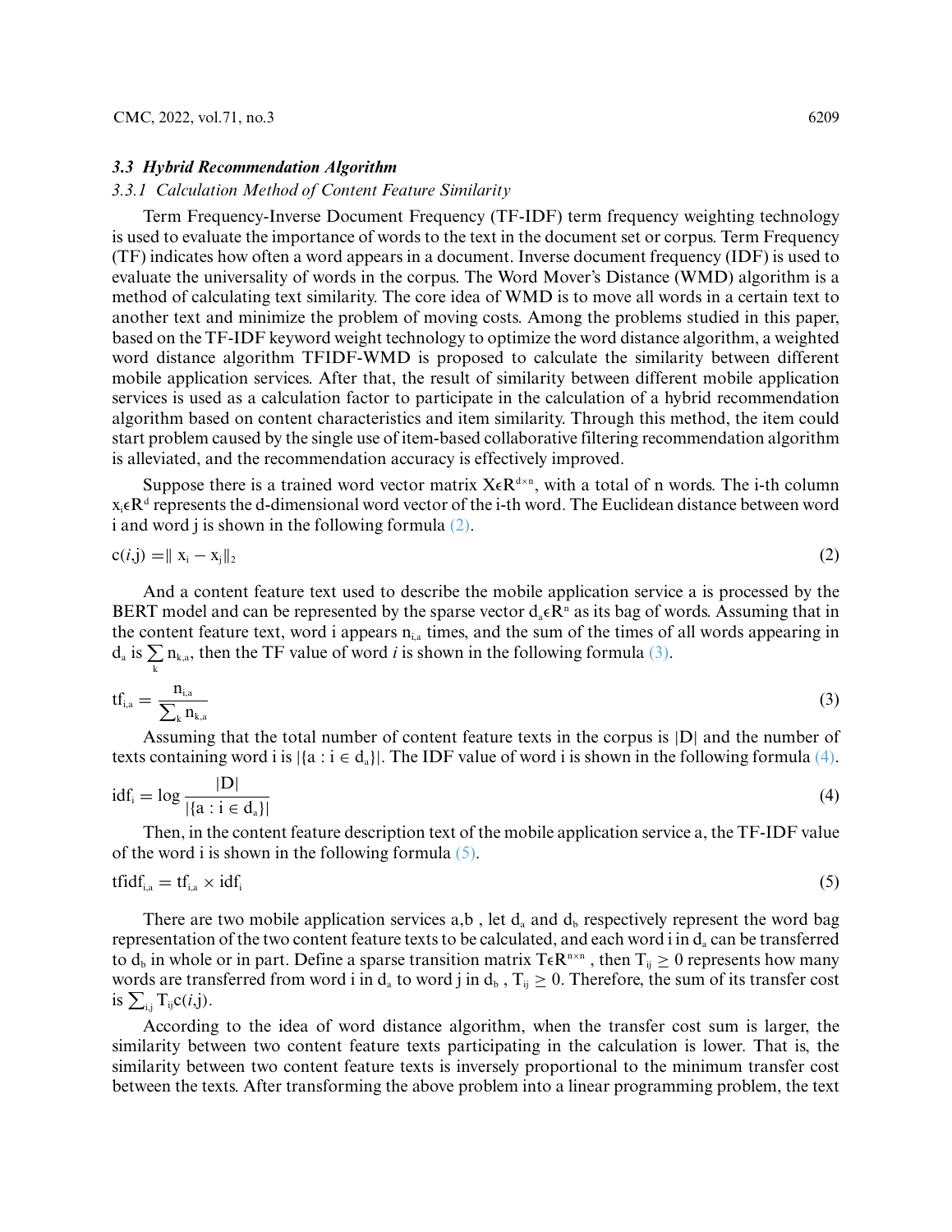### 3.3 Hybrid Recommendation Algorithm

#### 3.3.1 Calculation Method of Content Feature Similarity

Term Frequency-Inverse Document Frequency (TF-IDF) term frequency weighting technology is used to evaluate the importance of words to the text in the document set or corpus. Term Frequency (TF) indicates how often a word appears in a document. Inverse document frequency (IDF) is used to evaluate the universality of words in the corpus. The Word Mover's Distance (WMD) algorithm is a method of calculating text similarity. The core idea of WMD is to move all words in a certain text to another text and minimize the problem of moving costs. Among the problems studied in this paper, based on the TF-IDF keyword weight technology to optimize the word distance algorithm, a weighted word distance algorithm TFIDF-WMD is proposed to calculate the similarity between different mobile application services. After that, the result of similarity between different mobile application services is used as a calculation factor to participate in the calculation of a hybrid recommendation algorithm based on content characteristics and item similarity. Through this method, the item could start problem caused by the single use of item-based collaborative filtering recommendation algorithm is alleviated, and the recommendation accuracy is effectively improved.

Suppose there is a trained word vector matrix $X \epsilon R^{d \times n}$, with a total of n words. The i-th column $x_i \epsilon R^d$ represents the d-dimensional word vector of the i-th word. The Euclidean distance between word i and word j is shown in the following formula (2).

$$c(i,j) = \| x_i - x_j \|_2 \tag{2}$$

And a content feature text used to describe the mobile application service a is processed by the BERT model and can be represented by the sparse vector $d_a \epsilon R^n$ as its bag of words. Assuming that in the content feature text, word i appears $n_{i,a}$ times, and the sum of the times of all words appearing in $d_a$ is $\sum_k n_{k,a}$, then the TF value of word *i* is shown in the following formula (3).

$$tf_{i,a} = \frac{n_{i,a}}{\sum_k n_{k,a}} \tag{3}$$

Assuming that the total number of content feature texts in the corpus is $|D|$ and the number of texts containing word i is $|\{a : i \in d_a\}|$. The IDF value of word i is shown in the following formula (4).

$$idf_i = \log \frac{|D|}{|\{a : i \in d_a\}|} \tag{4}$$

Then, in the content feature description text of the mobile application service a, the TF-IDF value of the word i is shown in the following formula (5).

$$tfidf_{i,a} = tf_{i,a} \times idf_i \tag{5}$$

There are two mobile application services a,b , let $d_a$ and $d_b$ respectively represent the word bag representation of the two content feature texts to be calculated, and each word i in $d_a$ can be transferred to $d_b$ in whole or in part. Define a sparse transition matrix $T \epsilon R^{n \times n}$ , then $T_{ij} \geq 0$ represents how many words are transferred from word i in $d_a$ to word j in $d_b$ , $T_{ij} \geq 0$. Therefore, the sum of its transfer cost is $\sum_{i,j} T_{ij} c(i,j)$.

According to the idea of word distance algorithm, when the transfer cost sum is larger, the similarity between two content feature texts participating in the calculation is lower. That is, the similarity between two content feature texts is inversely proportional to the minimum transfer cost between the texts. After transforming the above problem into a linear programming problem, the text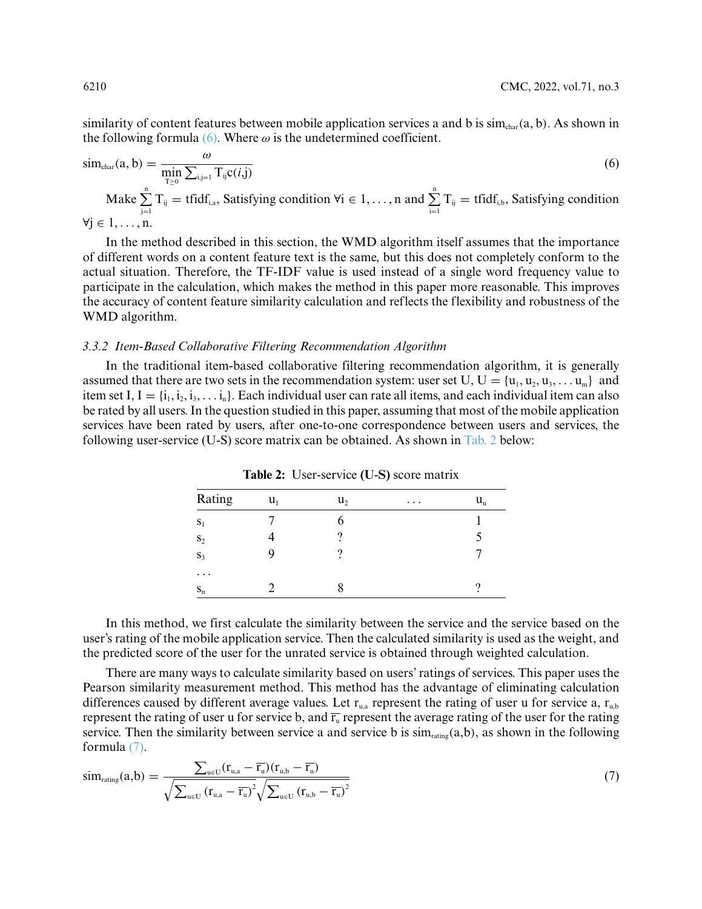similarity of content features between mobile application services a and b is $\text{sim}_{\text{char}}(a, b)$. As shown in the following formula (6). Where $\omega$ is the undetermined coefficient.

$$\text{sim}_{\text{char}}(a, b) = \frac{\omega}{\min\limits_{T \geq 0} \sum_{i,j=1} T_{ij} c(i,j)} \tag{6}$$

Make $\sum_{j=1}^{n} T_{ij} = \text{tfidf}_{i,a}$, Satisfying condition $\forall i \in 1, \ldots, n$ and $\sum_{i=1}^{n} T_{ij} = \text{tfidf}_{i,b}$, Satisfying condition $\forall j \in 1, \ldots, n$.

In the method described in this section, the WMD algorithm itself assumes that the importance of different words on a content feature text is the same, but this does not completely conform to the actual situation. Therefore, the TF-IDF value is used instead of a single word frequency value to participate in the calculation, which makes the method in this paper more reasonable. This improves the accuracy of content feature similarity calculation and reflects the flexibility and robustness of the WMD algorithm.

### *3.3.2 Item-Based Collaborative Filtering Recommendation Algorithm*

In the traditional item-based collaborative filtering recommendation algorithm, it is generally assumed that there are two sets in the recommendation system: user set U, $U = \{u_1, u_2, u_3, \ldots u_m\}$ and item set I, $I = \{i_1, i_2, i_3, \ldots i_n\}$. Each individual user can rate all items, and each individual item can also be rated by all users. In the question studied in this paper, assuming that most of the mobile application services have been rated by users, after one-to-one correspondence between users and services, the following user-service (U-S) score matrix can be obtained. As shown in Tab. 2 below:

**Table 2:** User-service **(U-S)** score matrix

| Rating | $u_1$ | $u_2$ | … | $u_n$ |
|---|---|---|---|---|
| $s_1$ | 7 | 6 | | 1 |
| $s_2$ | 4 | ? | | 5 |
| $s_3$ | 9 | ? | | 7 |
| … | | | | |
| $s_n$ | 2 | 8 | | ? |

In this method, we first calculate the similarity between the service and the service based on the user's rating of the mobile application service. Then the calculated similarity is used as the weight, and the predicted score of the user for the unrated service is obtained through weighted calculation.

There are many ways to calculate similarity based on users' ratings of services. This paper uses the Pearson similarity measurement method. This method has the advantage of eliminating calculation differences caused by different average values. Let $r_{u,a}$ represent the rating of user u for service a, $r_{u,b}$ represent the rating of user u for service b, and $\overline{r_u}$ represent the average rating of the user for the rating service. Then the similarity between service a and service b is $\text{sim}_{\text{rating}}(a,b)$, as shown in the following formula (7).

$$\text{sim}_{\text{rating}}(a,b) = \frac{\sum_{u \in U} (r_{u,a} - \overline{r_u})(r_{u,b} - \overline{r_u})}{\sqrt{\sum_{u \in U} (r_{u,a} - \overline{r_u})^2} \sqrt{\sum_{u \in U} (r_{u,b} - \overline{r_u})^2}} \tag{7}$$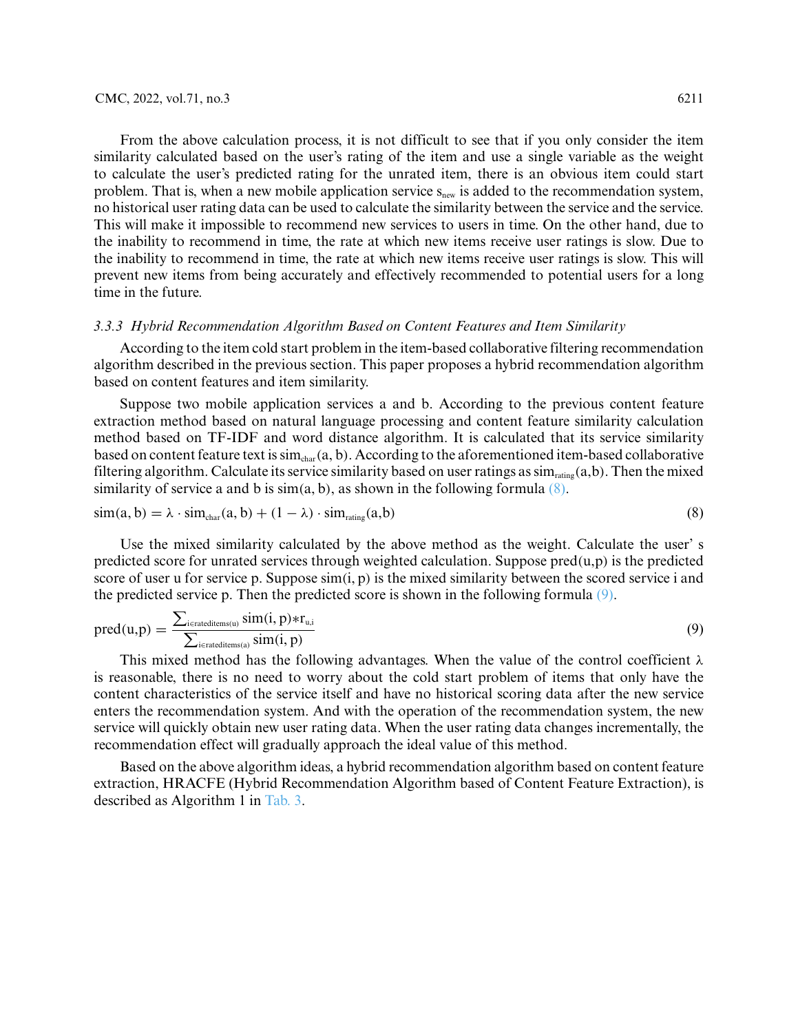From the above calculation process, it is not difficult to see that if you only consider the item similarity calculated based on the user's rating of the item and use a single variable as the weight to calculate the user's predicted rating for the unrated item, there is an obvious item could start problem. That is, when a new mobile application service $s_{new}$ is added to the recommendation system, no historical user rating data can be used to calculate the similarity between the service and the service. This will make it impossible to recommend new services to users in time. On the other hand, due to the inability to recommend in time, the rate at which new items receive user ratings is slow. Due to the inability to recommend in time, the rate at which new items receive user ratings is slow. This will prevent new items from being accurately and effectively recommended to potential users for a long time in the future.

### 3.3.3 Hybrid Recommendation Algorithm Based on Content Features and Item Similarity

According to the item cold start problem in the item-based collaborative filtering recommendation algorithm described in the previous section. This paper proposes a hybrid recommendation algorithm based on content features and item similarity.

Suppose two mobile application services a and b. According to the previous content feature extraction method based on natural language processing and content feature similarity calculation method based on TF-IDF and word distance algorithm. It is calculated that its service similarity based on content feature text is $sim_{char}(a, b)$. According to the aforementioned item-based collaborative filtering algorithm. Calculate its service similarity based on user ratings as $sim_{rating}(a,b)$. Then the mixed similarity of service a and b is sim(a, b), as shown in the following formula (8).

$$sim(a, b) = \lambda \cdot sim_{char}(a, b) + (1 - \lambda) \cdot sim_{rating}(a,b) \tag{8}$$

Use the mixed similarity calculated by the above method as the weight. Calculate the user' s predicted score for unrated services through weighted calculation. Suppose pred(u,p) is the predicted score of user u for service p. Suppose sim(i, p) is the mixed similarity between the scored service i and the predicted service p. Then the predicted score is shown in the following formula (9).

$$pred(u,p) = \frac{\sum_{i \in rateditems(u)} sim(i, p) * r_{u,i}}{\sum_{i \in rateditems(a)} sim(i, p)} \tag{9}$$

This mixed method has the following advantages. When the value of the control coefficient λ is reasonable, there is no need to worry about the cold start problem of items that only have the content characteristics of the service itself and have no historical scoring data after the new service enters the recommendation system. And with the operation of the recommendation system, the new service will quickly obtain new user rating data. When the user rating data changes incrementally, the recommendation effect will gradually approach the ideal value of this method.

Based on the above algorithm ideas, a hybrid recommendation algorithm based on content feature extraction, HRACFE (Hybrid Recommendation Algorithm based of Content Feature Extraction), is described as Algorithm 1 in Tab. 3.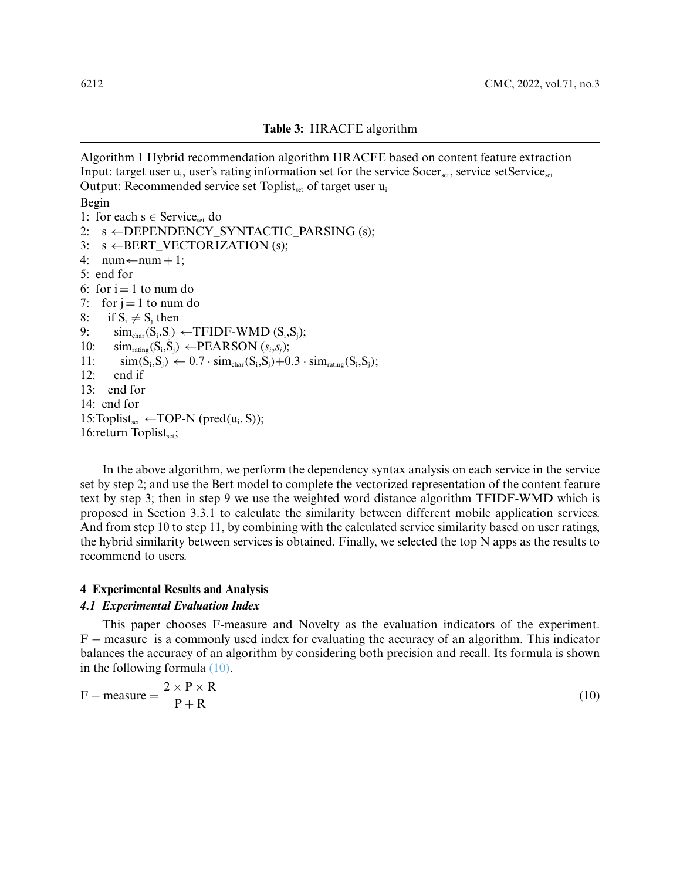**Table 3:** HRACFE algorithm

```
Algorithm 1 Hybrid recommendation algorithm HRACFE based on content feature extraction
Input: target user u_i, user's rating information set for the service Socer_set, service setService_set
Output: Recommended service set Toplist_set of target user u_i
Begin
1: for each s ∈ Service_set do
2:   s ←DEPENDENCY_SYNTACTIC_PARSING (s);
3:   s ←BERT_VECTORIZATION (s);
4:   num←num + 1;
5: end for
6: for i = 1 to num do
7:   for j = 1 to num do
8:     if S_i ≠ S_j then
9:       sim_char(S_i,S_j) ←TFIDF-WMD (S_i,S_j);
10:      sim_rating(S_i,S_j) ←PEARSON (s_i,s_j);
11:      sim(S_i,S_j) ← 0.7 · sim_char(S_i,S_j)+0.3 · sim_rating(S_i,S_j);
12:    end if
13:  end for
14: end for
15:Toplist_set ←TOP-N (pred(u_i, S));
16:return Toplist_set;
```

In the above algorithm, we perform the dependency syntax analysis on each service in the service set by step 2; and use the Bert model to complete the vectorized representation of the content feature text by step 3; then in step 9 we use the weighted word distance algorithm TFIDF-WMD which is proposed in Section 3.3.1 to calculate the similarity between different mobile application services. And from step 10 to step 11, by combining with the calculated service similarity based on user ratings, the hybrid similarity between services is obtained. Finally, we selected the top N apps as the results to recommend to users.

## 4 Experimental Results and Analysis

### *4.1 Experimental Evaluation Index*

This paper chooses F-measure and Novelty as the evaluation indicators of the experiment. $\mathrm{F-measure}$ is a commonly used index for evaluating the accuracy of an algorithm. This indicator balances the accuracy of an algorithm by considering both precision and recall. Its formula is shown in the following formula (10).

$$\mathrm{F-measure} = \frac{2 \times \mathrm{P} \times \mathrm{R}}{\mathrm{P} + \mathrm{R}} \tag{10}$$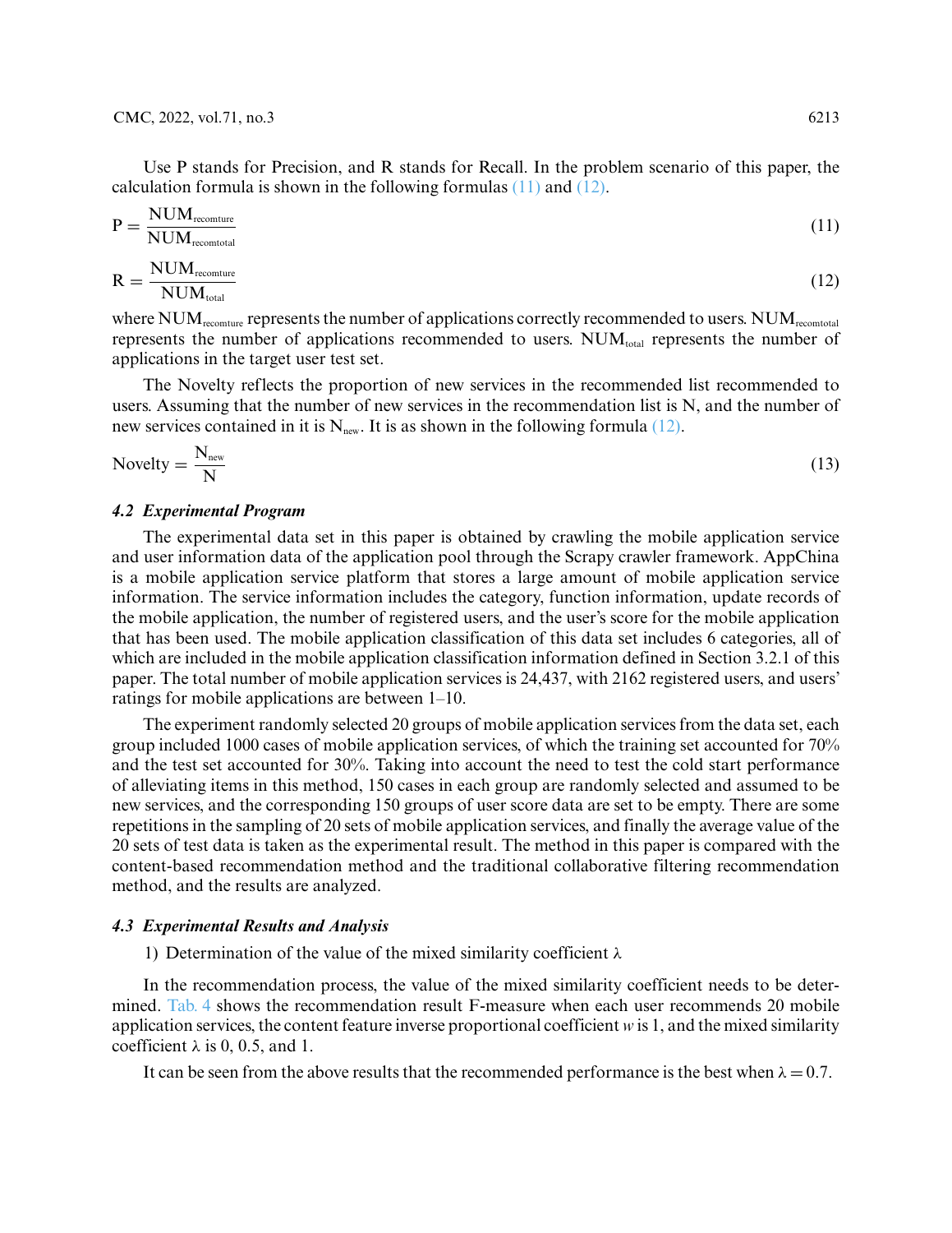Use P stands for Precision, and R stands for Recall. In the problem scenario of this paper, the calculation formula is shown in the following formulas (11) and (12).

$$P = \frac{NUM_{recomture}}{NUM_{recomtotal}} \tag{11}$$

$$R = \frac{NUM_{recomture}}{NUM_{total}} \tag{12}$$

where $NUM_{recomture}$ represents the number of applications correctly recommended to users. $NUM_{recomtotal}$ represents the number of applications recommended to users. $NUM_{total}$ represents the number of applications in the target user test set.

The Novelty reflects the proportion of new services in the recommended list recommended to users. Assuming that the number of new services in the recommendation list is N, and the number of new services contained in it is $N_{new}$. It is as shown in the following formula (12).

$$Novelty = \frac{N_{new}}{N} \tag{13}$$

### *4.2 Experimental Program*

The experimental data set in this paper is obtained by crawling the mobile application service and user information data of the application pool through the Scrapy crawler framework. AppChina is a mobile application service platform that stores a large amount of mobile application service information. The service information includes the category, function information, update records of the mobile application, the number of registered users, and the user's score for the mobile application that has been used. The mobile application classification of this data set includes 6 categories, all of which are included in the mobile application classification information defined in Section 3.2.1 of this paper. The total number of mobile application services is 24,437, with 2162 registered users, and users' ratings for mobile applications are between 1–10.

The experiment randomly selected 20 groups of mobile application services from the data set, each group included 1000 cases of mobile application services, of which the training set accounted for 70% and the test set accounted for 30%. Taking into account the need to test the cold start performance of alleviating items in this method, 150 cases in each group are randomly selected and assumed to be new services, and the corresponding 150 groups of user score data are set to be empty. There are some repetitions in the sampling of 20 sets of mobile application services, and finally the average value of the 20 sets of test data is taken as the experimental result. The method in this paper is compared with the content-based recommendation method and the traditional collaborative filtering recommendation method, and the results are analyzed.

### *4.3 Experimental Results and Analysis*

1) Determination of the value of the mixed similarity coefficient $\lambda$

In the recommendation process, the value of the mixed similarity coefficient needs to be determined. Tab. 4 shows the recommendation result F-measure when each user recommends 20 mobile application services, the content feature inverse proportional coefficient $w$ is 1, and the mixed similarity coefficient $\lambda$ is 0, 0.5, and 1.

It can be seen from the above results that the recommended performance is the best when $\lambda = 0.7$.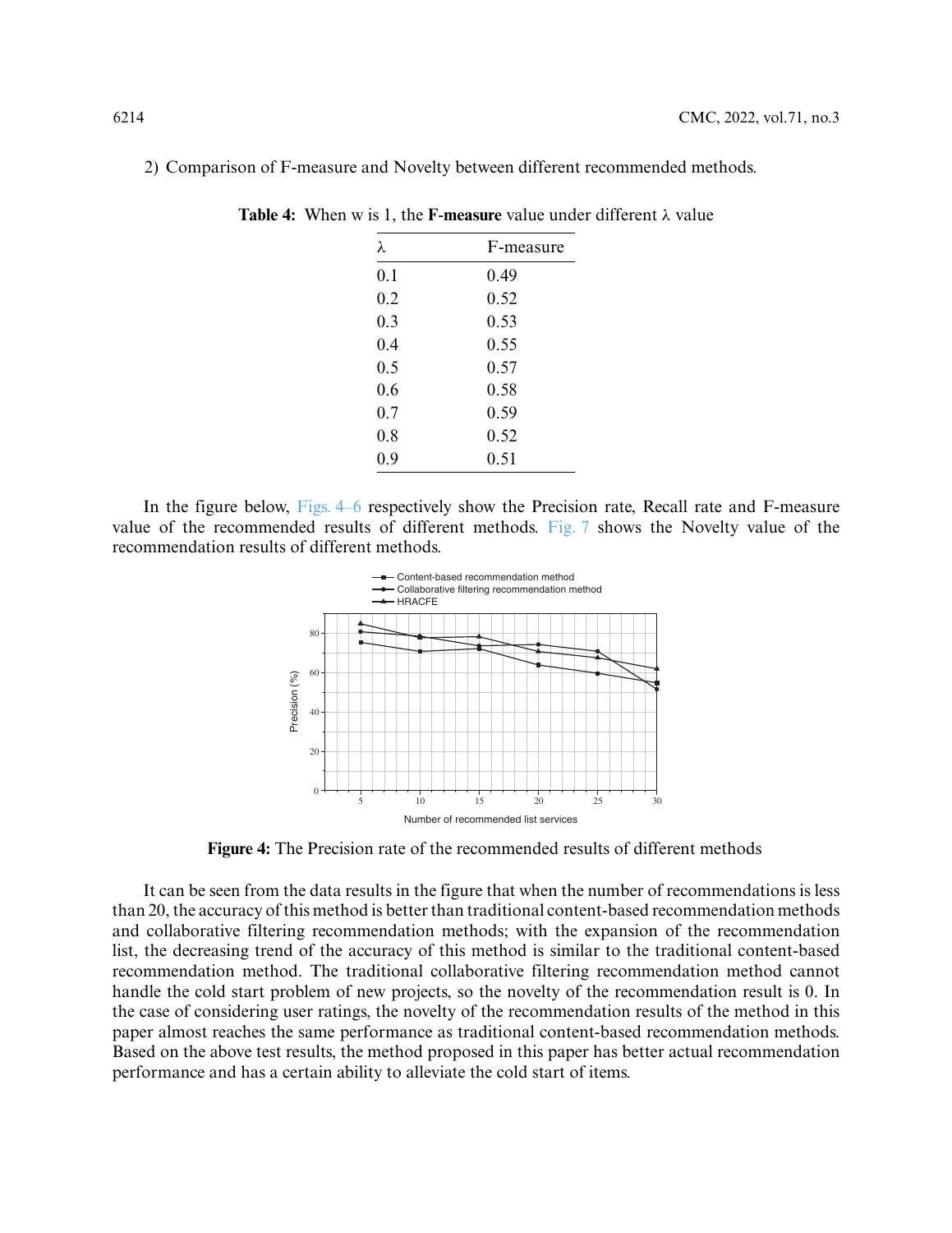2) Comparison of F-measure and Novelty between different recommended methods.

**Table 4:** When w is 1, the **F-measure** value under different λ value

| λ | F-measure |
|---|---|
| 0.1 | 0.49 |
| 0.2 | 0.52 |
| 0.3 | 0.53 |
| 0.4 | 0.55 |
| 0.5 | 0.57 |
| 0.6 | 0.58 |
| 0.7 | 0.59 |
| 0.8 | 0.52 |
| 0.9 | 0.51 |

In the figure below, Figs. 4–6 respectively show the Precision rate, Recall rate and F-measure value of the recommended results of different methods. Fig. 7 shows the Novelty value of the recommendation results of different methods.

**Figure 4:** The Precision rate of the recommended results of different methods

It can be seen from the data results in the figure that when the number of recommendations is less than 20, the accuracy of this method is better than traditional content-based recommendation methods and collaborative filtering recommendation methods; with the expansion of the recommendation list, the decreasing trend of the accuracy of this method is similar to the traditional content-based recommendation method. The traditional collaborative filtering recommendation method cannot handle the cold start problem of new projects, so the novelty of the recommendation result is 0. In the case of considering user ratings, the novelty of the recommendation results of the method in this paper almost reaches the same performance as traditional content-based recommendation methods. Based on the above test results, the method proposed in this paper has better actual recommendation performance and has a certain ability to alleviate the cold start of items.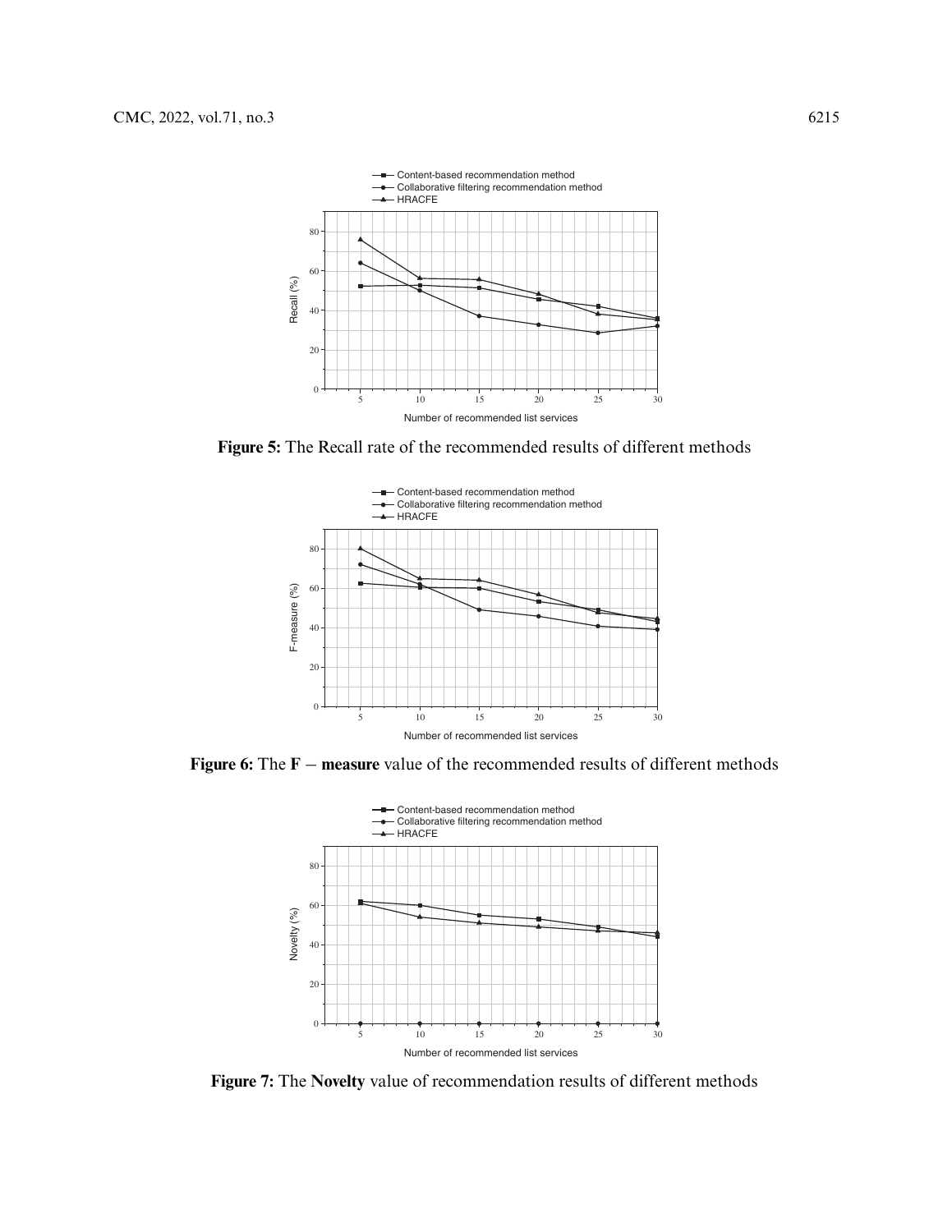**Figure 5:** The Recall rate of the recommended results of different methods

**Figure 6:** The **F − measure** value of the recommended results of different methods

**Figure 7:** The **Novelty** value of recommendation results of different methods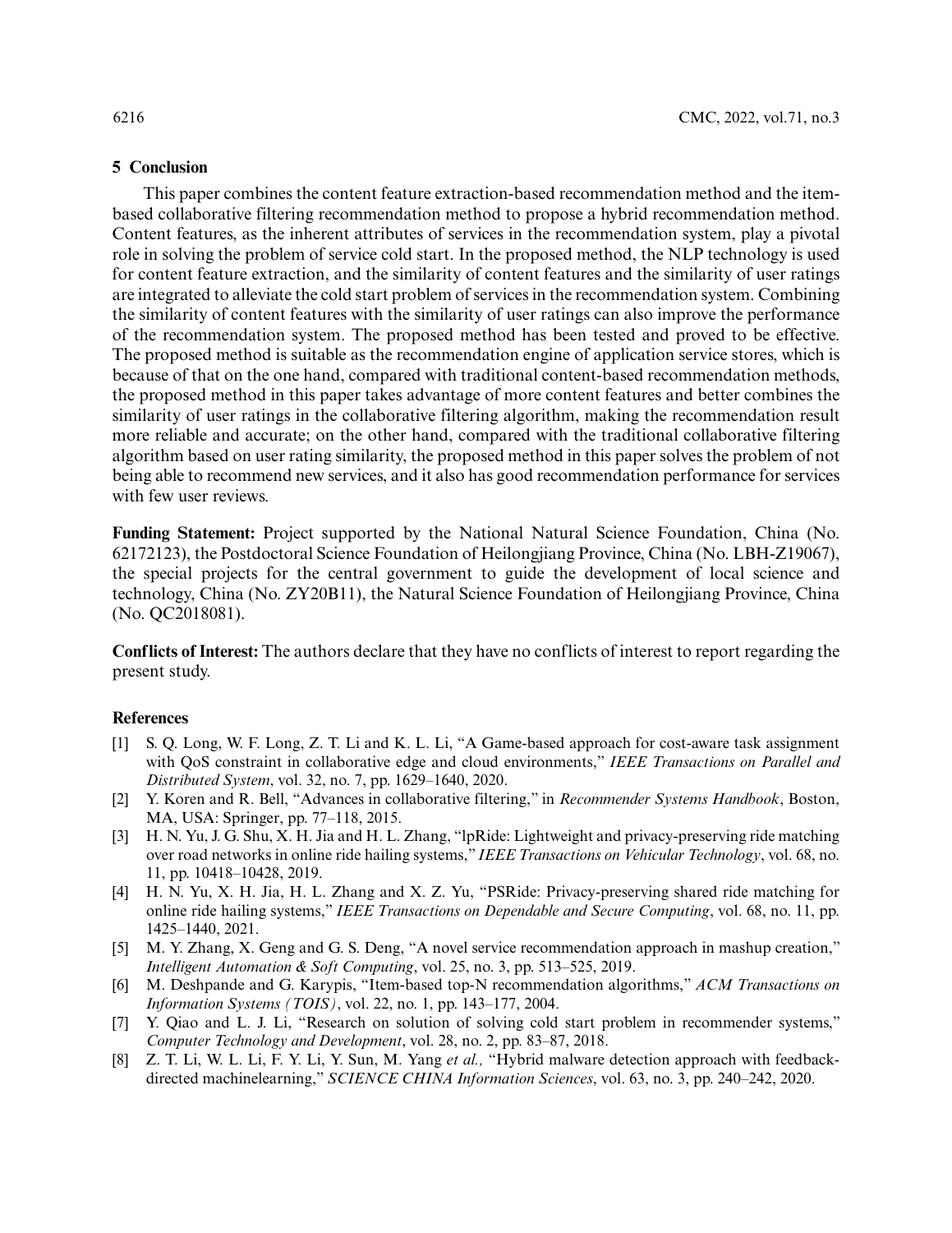## 5 Conclusion

This paper combines the content feature extraction-based recommendation method and the item-based collaborative filtering recommendation method to propose a hybrid recommendation method. Content features, as the inherent attributes of services in the recommendation system, play a pivotal role in solving the problem of service cold start. In the proposed method, the NLP technology is used for content feature extraction, and the similarity of content features and the similarity of user ratings are integrated to alleviate the cold start problem of services in the recommendation system. Combining the similarity of content features with the similarity of user ratings can also improve the performance of the recommendation system. The proposed method has been tested and proved to be effective. The proposed method is suitable as the recommendation engine of application service stores, which is because of that on the one hand, compared with traditional content-based recommendation methods, the proposed method in this paper takes advantage of more content features and better combines the similarity of user ratings in the collaborative filtering algorithm, making the recommendation result more reliable and accurate; on the other hand, compared with the traditional collaborative filtering algorithm based on user rating similarity, the proposed method in this paper solves the problem of not being able to recommend new services, and it also has good recommendation performance for services with few user reviews.

**Funding Statement:** Project supported by the National Natural Science Foundation, China (No. 62172123), the Postdoctoral Science Foundation of Heilongjiang Province, China (No. LBH-Z19067), the special projects for the central government to guide the development of local science and technology, China (No. ZY20B11), the Natural Science Foundation of Heilongjiang Province, China (No. QC2018081).

**Conflicts of Interest:** The authors declare that they have no conflicts of interest to report regarding the present study.

## References

[1] S. Q. Long, W. F. Long, Z. T. Li and K. L. Li, "A Game-based approach for cost-aware task assignment with QoS constraint in collaborative edge and cloud environments," *IEEE Transactions on Parallel and Distributed System*, vol. 32, no. 7, pp. 1629–1640, 2020.

[2] Y. Koren and R. Bell, "Advances in collaborative filtering," in *Recommender Systems Handbook*, Boston, MA, USA: Springer, pp. 77–118, 2015.

[3] H. N. Yu, J. G. Shu, X. H. Jia and H. L. Zhang, "lpRide: Lightweight and privacy-preserving ride matching over road networks in online ride hailing systems," *IEEE Transactions on Vehicular Technology*, vol. 68, no. 11, pp. 10418–10428, 2019.

[4] H. N. Yu, X. H. Jia, H. L. Zhang and X. Z. Yu, "PSRide: Privacy-preserving shared ride matching for online ride hailing systems," *IEEE Transactions on Dependable and Secure Computing*, vol. 68, no. 11, pp. 1425–1440, 2021.

[5] M. Y. Zhang, X. Geng and G. S. Deng, "A novel service recommendation approach in mashup creation," *Intelligent Automation & Soft Computing*, vol. 25, no. 3, pp. 513–525, 2019.

[6] M. Deshpande and G. Karypis, "Item-based top-N recommendation algorithms," *ACM Transactions on Information Systems (TOIS)*, vol. 22, no. 1, pp. 143–177, 2004.

[7] Y. Qiao and L. J. Li, "Research on solution of solving cold start problem in recommender systems," *Computer Technology and Development*, vol. 28, no. 2, pp. 83–87, 2018.

[8] Z. T. Li, W. L. Li, F. Y. Li, Y. Sun, M. Yang *et al.,* "Hybrid malware detection approach with feedback-directed machinelearning," *SCIENCE CHINA Information Sciences*, vol. 63, no. 3, pp. 240–242, 2020.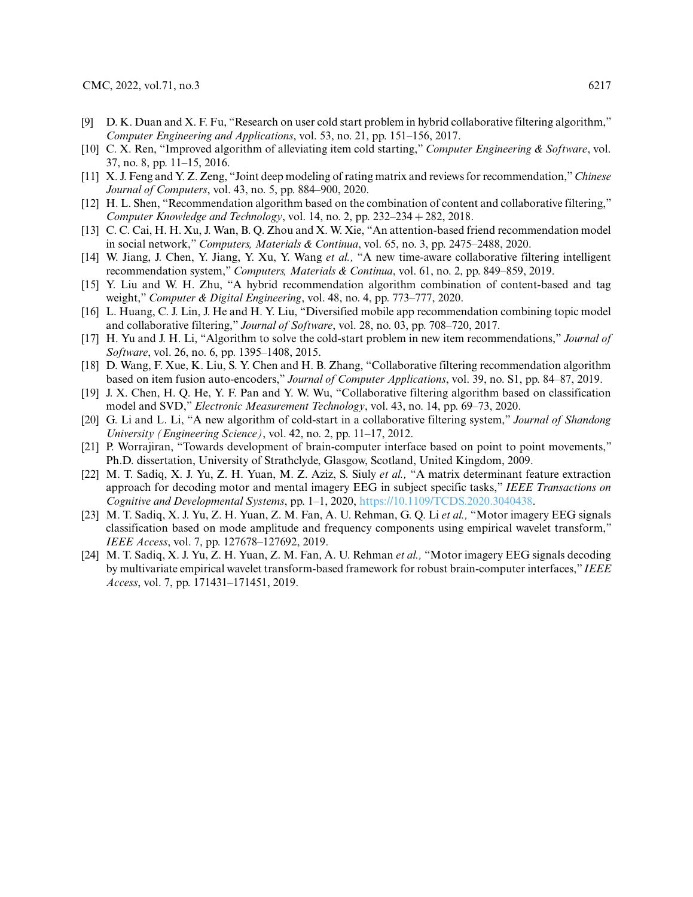[9] D. K. Duan and X. F. Fu, "Research on user cold start problem in hybrid collaborative filtering algorithm," *Computer Engineering and Applications*, vol. 53, no. 21, pp. 151–156, 2017.

[10] C. X. Ren, "Improved algorithm of alleviating item cold starting," *Computer Engineering & Software*, vol. 37, no. 8, pp. 11–15, 2016.

[11] X. J. Feng and Y. Z. Zeng, "Joint deep modeling of rating matrix and reviews for recommendation," *Chinese Journal of Computers*, vol. 43, no. 5, pp. 884–900, 2020.

[12] H. L. Shen, "Recommendation algorithm based on the combination of content and collaborative filtering," *Computer Knowledge and Technology*, vol. 14, no. 2, pp. 232–234 + 282, 2018.

[13] C. C. Cai, H. H. Xu, J. Wan, B. Q. Zhou and X. W. Xie, "An attention-based friend recommendation model in social network," *Computers, Materials & Continua*, vol. 65, no. 3, pp. 2475–2488, 2020.

[14] W. Jiang, J. Chen, Y. Jiang, Y. Xu, Y. Wang *et al.,* "A new time-aware collaborative filtering intelligent recommendation system," *Computers, Materials & Continua*, vol. 61, no. 2, pp. 849–859, 2019.

[15] Y. Liu and W. H. Zhu, "A hybrid recommendation algorithm combination of content-based and tag weight," *Computer & Digital Engineering*, vol. 48, no. 4, pp. 773–777, 2020.

[16] L. Huang, C. J. Lin, J. He and H. Y. Liu, "Diversified mobile app recommendation combining topic model and collaborative filtering," *Journal of Software*, vol. 28, no. 03, pp. 708–720, 2017.

[17] H. Yu and J. H. Li, "Algorithm to solve the cold-start problem in new item recommendations," *Journal of Software*, vol. 26, no. 6, pp. 1395–1408, 2015.

[18] D. Wang, F. Xue, K. Liu, S. Y. Chen and H. B. Zhang, "Collaborative filtering recommendation algorithm based on item fusion auto-encoders," *Journal of Computer Applications*, vol. 39, no. S1, pp. 84–87, 2019.

[19] J. X. Chen, H. Q. He, Y. F. Pan and Y. W. Wu, "Collaborative filtering algorithm based on classification model and SVD," *Electronic Measurement Technology*, vol. 43, no. 14, pp. 69–73, 2020.

[20] G. Li and L. Li, "A new algorithm of cold-start in a collaborative filtering system," *Journal of Shandong University (Engineering Science)*, vol. 42, no. 2, pp. 11–17, 2012.

[21] P. Worrajiran, "Towards development of brain-computer interface based on point to point movements," Ph.D. dissertation, University of Strathclyde, Glasgow, Scotland, United Kingdom, 2009.

[22] M. T. Sadiq, X. J. Yu, Z. H. Yuan, M. Z. Aziz, S. Siuly *et al.,* "A matrix determinant feature extraction approach for decoding motor and mental imagery EEG in subject specific tasks," *IEEE Transactions on Cognitive and Developmental Systems*, pp. 1–1, 2020, https://10.1109/TCDS.2020.3040438.

[23] M. T. Sadiq, X. J. Yu, Z. H. Yuan, Z. M. Fan, A. U. Rehman, G. Q. Li *et al.,* "Motor imagery EEG signals classification based on mode amplitude and frequency components using empirical wavelet transform," *IEEE Access*, vol. 7, pp. 127678–127692, 2019.

[24] M. T. Sadiq, X. J. Yu, Z. H. Yuan, Z. M. Fan, A. U. Rehman *et al.,* "Motor imagery EEG signals decoding by multivariate empirical wavelet transform-based framework for robust brain-computer interfaces," *IEEE Access*, vol. 7, pp. 171431–171451, 2019.